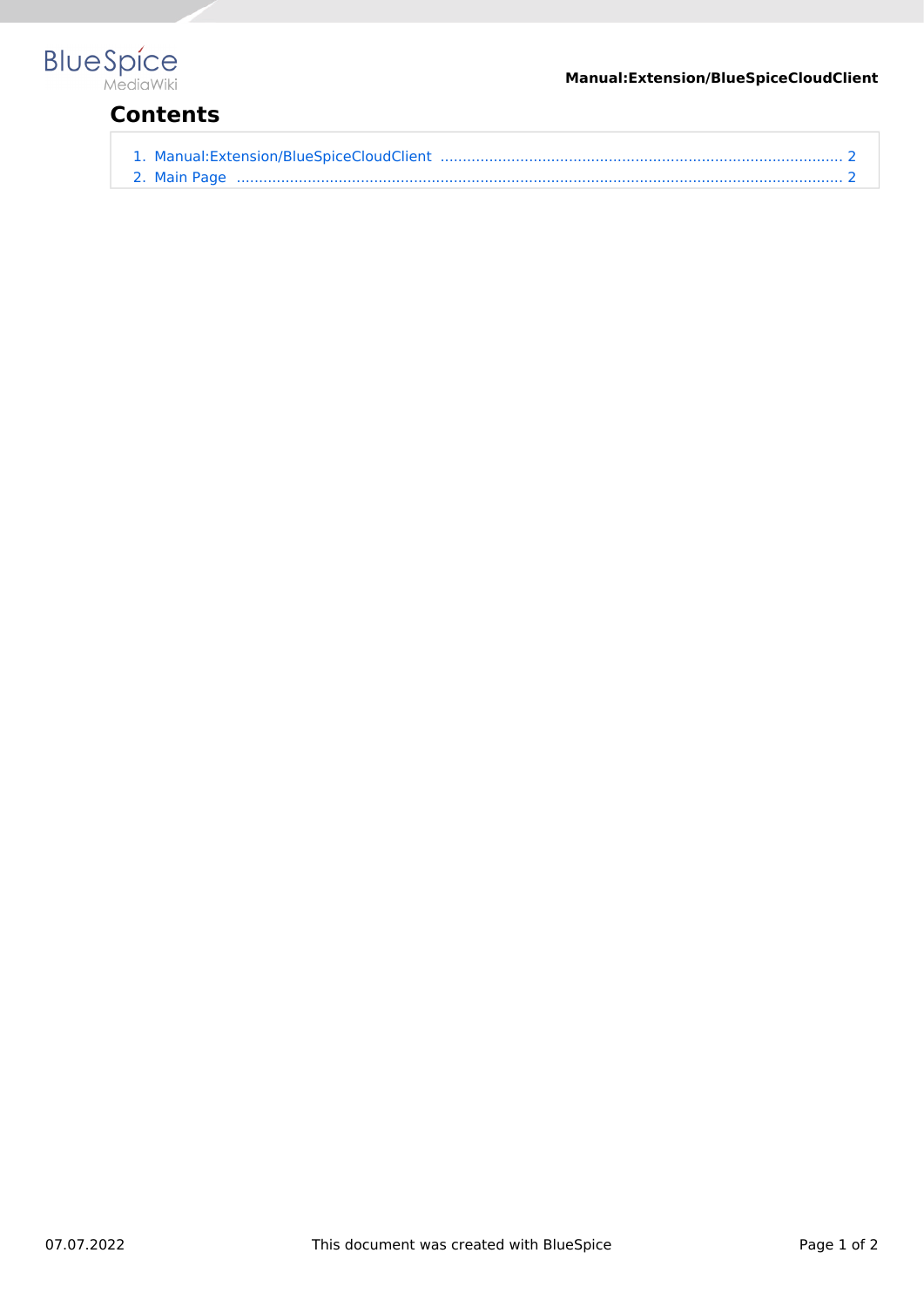# Contents

1. Manual:Extension/BlueSpiceCloudClient ........................................................................................ 2
2. Main Page ............................................................................................................................................ 2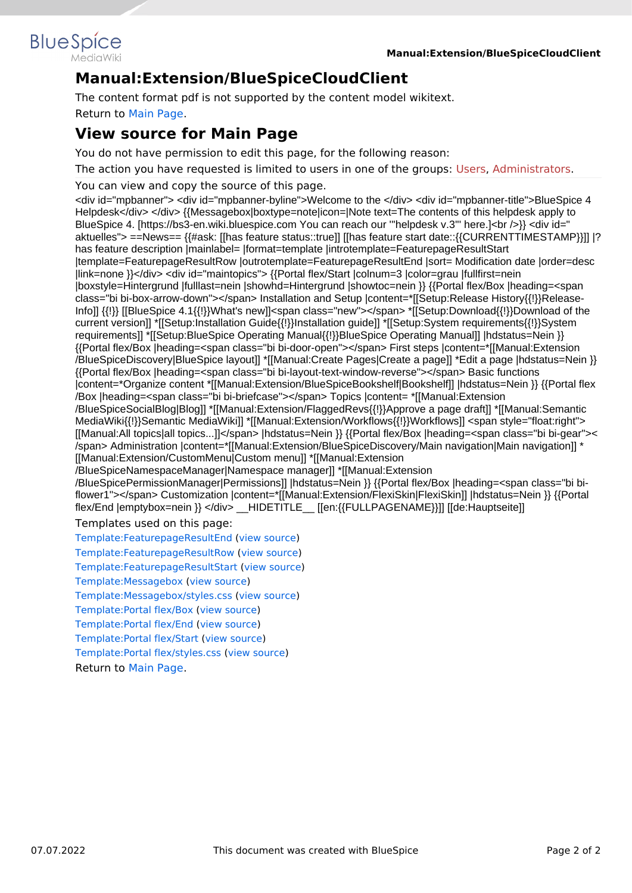# Manual:Extension/BlueSpiceCloudClient

The content format pdf is not supported by the content model wikitext.

Return to Main Page.

## View source for Main Page

You do not have permission to edit this page, for the following reason:

The action you have requested is limited to users in one of the groups: Users, Administrators.

You can view and copy the source of this page.

<div id="mpbanner"> <div id="mpbanner-byline">Welcome to the </div> <div id="mpbanner-title">BlueSpice 4 Helpdesk</div> </div> {{Messagebox|boxtype=note|icon=|Note text=The contents of this helpdesk apply to BlueSpice 4. [https://bs3-en.wiki.bluespice.com You can reach our '''helpdesk v.3''' here.]<br />}} <div id=" aktuelles"> ==News== {{#ask: [[has feature status::true]] [[has feature start date::{{CURRENTTIMESTAMP}}]] |?has feature description |mainlabel= |format=template |introtemplate=FeaturepageResultStart |template=FeaturepageResultRow |outrotemplate=FeaturepageResultEnd |sort= Modification date |order=desc |link=none }}</div> <div id="maintopics"> {{Portal flex/Start |colnum=3 |color=grau |fullfirst=nein |boxstyle=Hintergrund |fulllast=nein |showhd=Hintergrund |showtoc=nein }} {{Portal flex/Box |heading=<span class="bi bi-box-arrow-down"></span> Installation and Setup |content=*[[Setup:Release History{{!}}Release-Info]] {{!}} [[BlueSpice 4.1{{!}}What's new]]<span class="new"></span> *[[Setup:Download{{!}}Download of the current version]] *[[Setup:Installation Guide{{!}}Installation guide]] *[[Setup:System requirements{{!}}System requirements]] *[[Setup:BlueSpice Operating Manual{{!}}BlueSpice Operating Manual]] |hdstatus=Nein }} {{Portal flex/Box |heading=<span class="bi bi-door-open"></span> First steps |content=*[[Manual:Extension /BlueSpiceDiscovery|BlueSpice layout]] *[[Manual:Create Pages|Create a page]] *Edit a page |hdstatus=Nein }} {{Portal flex/Box |heading=<span class="bi bi-layout-text-window-reverse"></span> Basic functions |content=*Organize content *[[Manual:Extension/BlueSpiceBookshelf|Bookshelf]] |hdstatus=Nein }} {{Portal flex /Box |heading=<span class="bi bi-briefcase"></span> Topics |content= *[[Manual:Extension /BlueSpiceSocialBlog|Blog]] *[[Manual:Extension/FlaggedRevs{{!}}Approve a page draft]] *[[Manual:Semantic MediaWiki{{!}}Semantic MediaWiki]] *[[Manual:Extension/Workflows{{!}}Workflows]] <span style="float:right"> [[Manual:All topics|all topics...]]</span> |hdstatus=Nein }} {{Portal flex/Box |heading=<span class="bi bi-gear">< /span> Administration |content=*[[Manual:Extension/BlueSpiceDiscovery/Main navigation|Main navigation]] * [[Manual:Extension/CustomMenu|Custom menu]] *[[Manual:Extension /BlueSpiceNamespaceManager|Namespace manager]] *[[Manual:Extension /BlueSpicePermissionManager|Permissions]] |hdstatus=Nein }} {{Portal flex/Box |heading=<span class="bi bi-flower1"></span> Customization |content=*[[Manual:Extension/FlexiSkin|FlexiSkin]] |hdstatus=Nein }} {{Portal flex/End |emptybox=nein }} </div> __HIDETITLE__ [[en:{{FULLPAGENAME}}]] [[de:Hauptseite]]

Templates used on this page:

- Template:FeaturepageResultEnd (view source)
- Template:FeaturepageResultRow (view source)
- Template:FeaturepageResultStart (view source)
- Template:Messagebox (view source)
- Template:Messagebox/styles.css (view source)
- Template:Portal flex/Box (view source)
- Template:Portal flex/End (view source)
- Template:Portal flex/Start (view source)
- Template:Portal flex/styles.css (view source)

Return to Main Page.